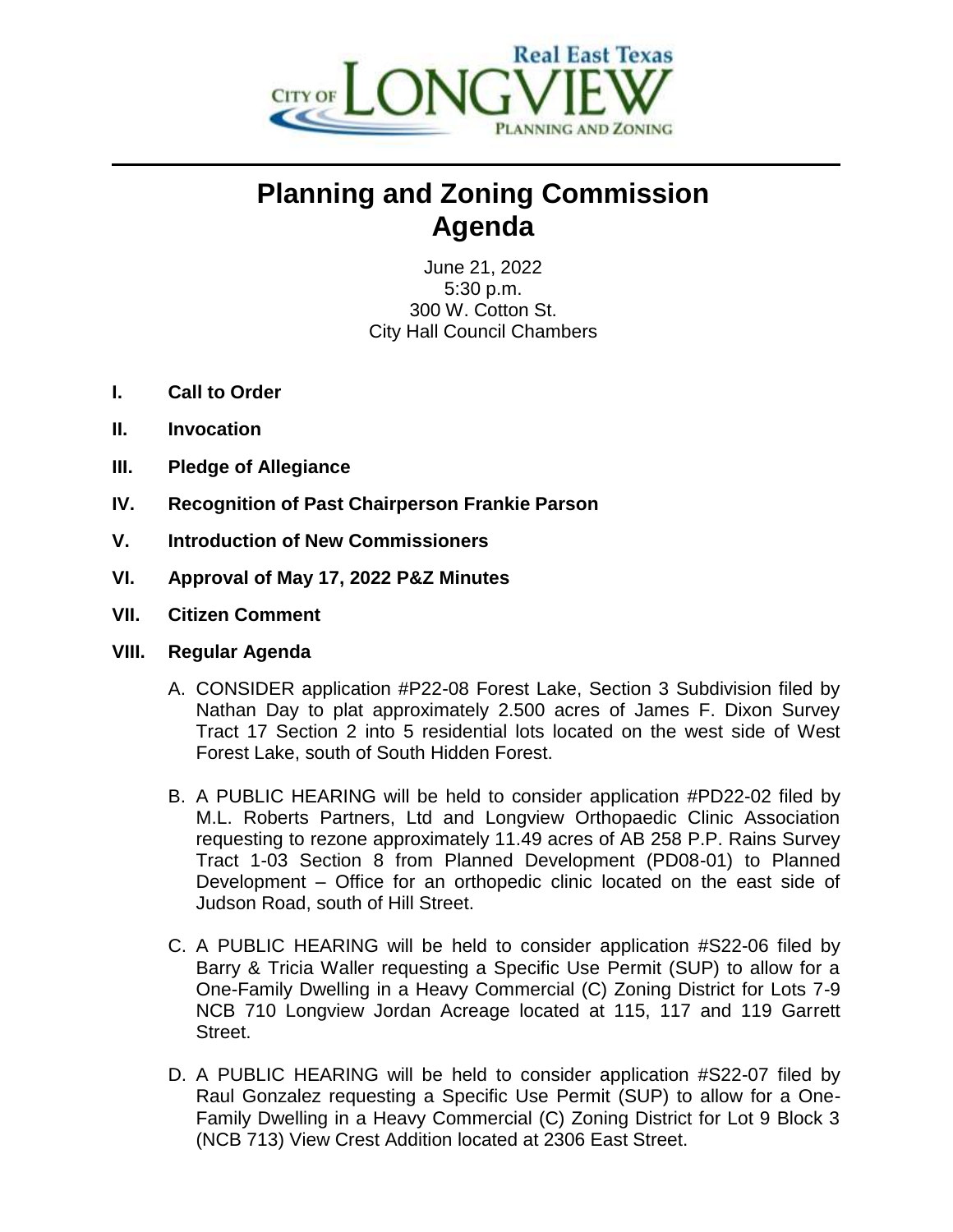# Planning and Zoning Commission Agenda

June 21, 2022
5:30 p.m.
300 W. Cotton St.
City Hall Council Chambers

**I. Call to Order**

**II. Invocation**

**III. Pledge of Allegiance**

**IV. Recognition of Past Chairperson Frankie Parson**

**V. Introduction of New Commissioners**

**VI. Approval of May 17, 2022 P&Z Minutes**

**VII. Citizen Comment**

**VIII. Regular Agenda**

A. CONSIDER application #P22-08 Forest Lake, Section 3 Subdivision filed by Nathan Day to plat approximately 2.500 acres of James F. Dixon Survey Tract 17 Section 2 into 5 residential lots located on the west side of West Forest Lake, south of South Hidden Forest.

B. A PUBLIC HEARING will be held to consider application #PD22-02 filed by M.L. Roberts Partners, Ltd and Longview Orthopaedic Clinic Association requesting to rezone approximately 11.49 acres of AB 258 P.P. Rains Survey Tract 1-03 Section 8 from Planned Development (PD08-01) to Planned Development – Office for an orthopedic clinic located on the east side of Judson Road, south of Hill Street.

C. A PUBLIC HEARING will be held to consider application #S22-06 filed by Barry & Tricia Waller requesting a Specific Use Permit (SUP) to allow for a One-Family Dwelling in a Heavy Commercial (C) Zoning District for Lots 7-9 NCB 710 Longview Jordan Acreage located at 115, 117 and 119 Garrett Street.

D. A PUBLIC HEARING will be held to consider application #S22-07 filed by Raul Gonzalez requesting a Specific Use Permit (SUP) to allow for a One-Family Dwelling in a Heavy Commercial (C) Zoning District for Lot 9 Block 3 (NCB 713) View Crest Addition located at 2306 East Street.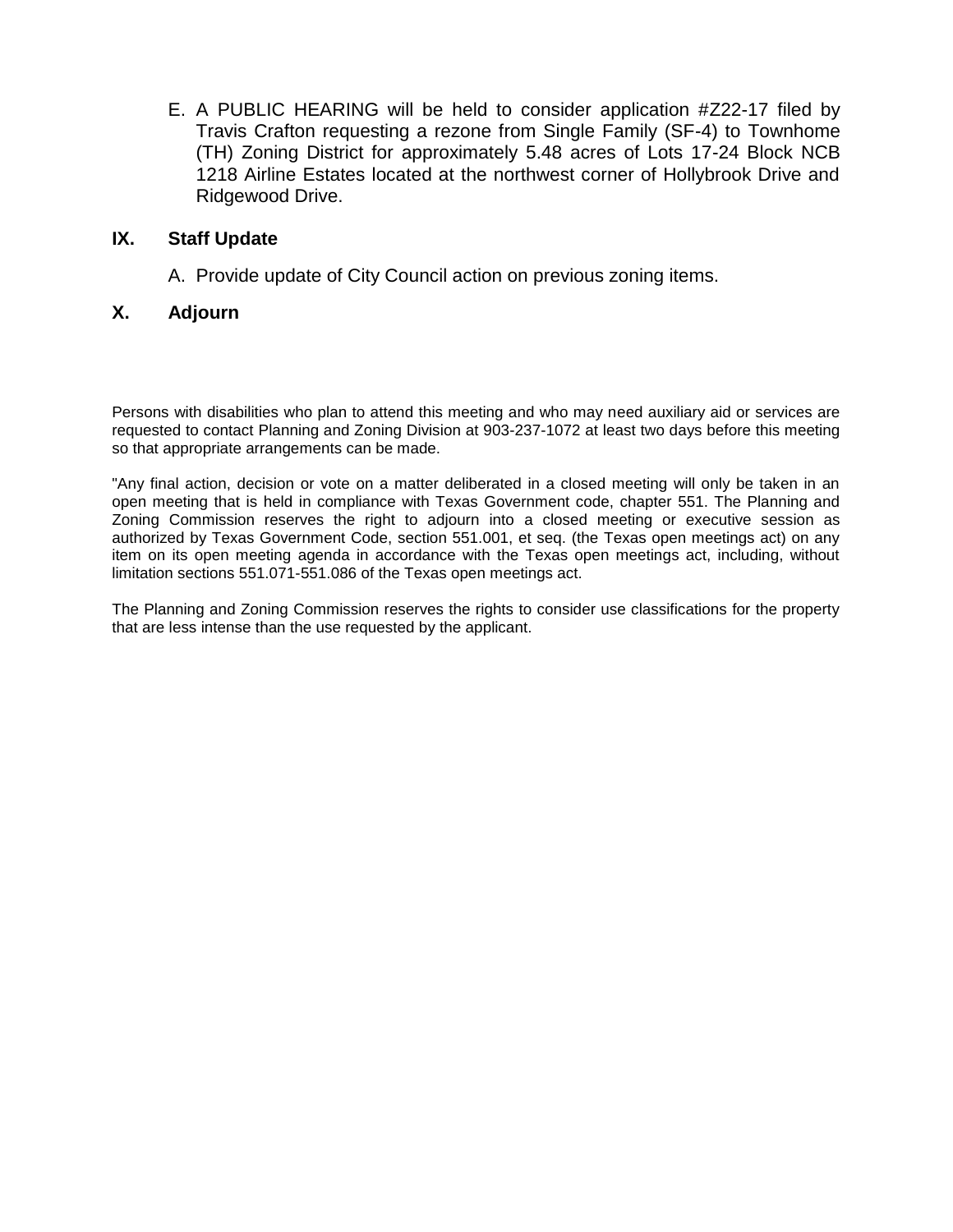E. A PUBLIC HEARING will be held to consider application #Z22-17 filed by Travis Crafton requesting a rezone from Single Family (SF-4) to Townhome (TH) Zoning District for approximately 5.48 acres of Lots 17-24 Block NCB 1218 Airline Estates located at the northwest corner of Hollybrook Drive and Ridgewood Drive.

**IX. Staff Update**

A. Provide update of City Council action on previous zoning items.

**X. Adjourn**

Persons with disabilities who plan to attend this meeting and who may need auxiliary aid or services are requested to contact Planning and Zoning Division at 903-237-1072 at least two days before this meeting so that appropriate arrangements can be made.

"Any final action, decision or vote on a matter deliberated in a closed meeting will only be taken in an open meeting that is held in compliance with Texas Government code, chapter 551. The Planning and Zoning Commission reserves the right to adjourn into a closed meeting or executive session as authorized by Texas Government Code, section 551.001, et seq. (the Texas open meetings act) on any item on its open meeting agenda in accordance with the Texas open meetings act, including, without limitation sections 551.071-551.086 of the Texas open meetings act.

The Planning and Zoning Commission reserves the rights to consider use classifications for the property that are less intense than the use requested by the applicant.